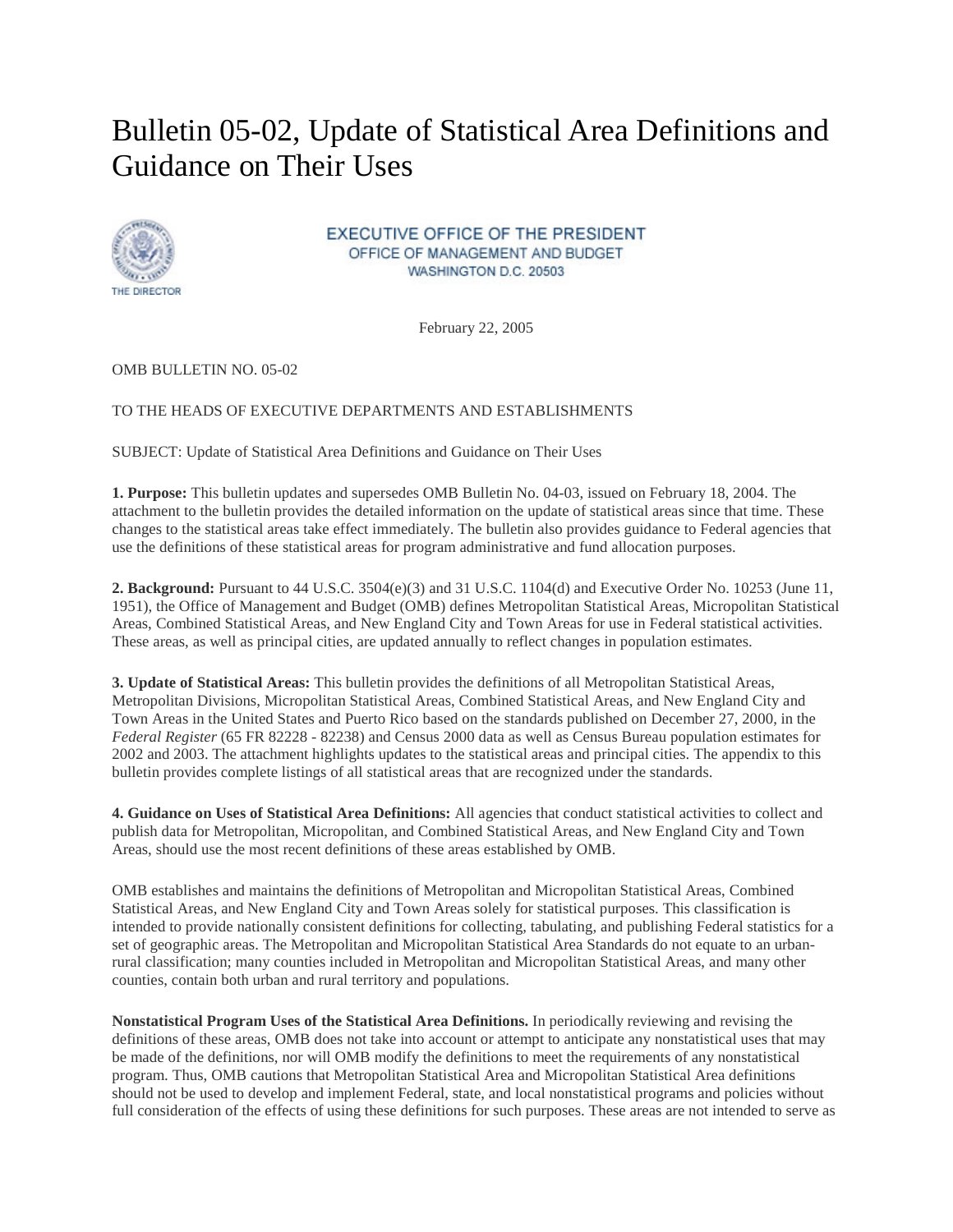# Bulletin 05-02, Update of Statistical Area Definitions and Guidance on Their Uses

THE DIRECTOR

EXECUTIVE OFFICE OF THE PRESIDENT
OFFICE OF MANAGEMENT AND BUDGET
WASHINGTON D.C. 20503

February 22, 2005

OMB BULLETIN NO. 05-02

TO THE HEADS OF EXECUTIVE DEPARTMENTS AND ESTABLISHMENTS

SUBJECT: Update of Statistical Area Definitions and Guidance on Their Uses

**1. Purpose:** This bulletin updates and supersedes OMB Bulletin No. 04-03, issued on February 18, 2004. The attachment to the bulletin provides the detailed information on the update of statistical areas since that time. These changes to the statistical areas take effect immediately. The bulletin also provides guidance to Federal agencies that use the definitions of these statistical areas for program administrative and fund allocation purposes.

**2. Background:** Pursuant to 44 U.S.C. 3504(e)(3) and 31 U.S.C. 1104(d) and Executive Order No. 10253 (June 11, 1951), the Office of Management and Budget (OMB) defines Metropolitan Statistical Areas, Micropolitan Statistical Areas, Combined Statistical Areas, and New England City and Town Areas for use in Federal statistical activities. These areas, as well as principal cities, are updated annually to reflect changes in population estimates.

**3. Update of Statistical Areas:** This bulletin provides the definitions of all Metropolitan Statistical Areas, Metropolitan Divisions, Micropolitan Statistical Areas, Combined Statistical Areas, and New England City and Town Areas in the United States and Puerto Rico based on the standards published on December 27, 2000, in the *Federal Register* (65 FR 82228 - 82238) and Census 2000 data as well as Census Bureau population estimates for 2002 and 2003. The attachment highlights updates to the statistical areas and principal cities. The appendix to this bulletin provides complete listings of all statistical areas that are recognized under the standards.

**4. Guidance on Uses of Statistical Area Definitions:** All agencies that conduct statistical activities to collect and publish data for Metropolitan, Micropolitan, and Combined Statistical Areas, and New England City and Town Areas, should use the most recent definitions of these areas established by OMB.

OMB establishes and maintains the definitions of Metropolitan and Micropolitan Statistical Areas, Combined Statistical Areas, and New England City and Town Areas solely for statistical purposes. This classification is intended to provide nationally consistent definitions for collecting, tabulating, and publishing Federal statistics for a set of geographic areas. The Metropolitan and Micropolitan Statistical Area Standards do not equate to an urban-rural classification; many counties included in Metropolitan and Micropolitan Statistical Areas, and many other counties, contain both urban and rural territory and populations.

**Nonstatistical Program Uses of the Statistical Area Definitions.** In periodically reviewing and revising the definitions of these areas, OMB does not take into account or attempt to anticipate any nonstatistical uses that may be made of the definitions, nor will OMB modify the definitions to meet the requirements of any nonstatistical program. Thus, OMB cautions that Metropolitan Statistical Area and Micropolitan Statistical Area definitions should not be used to develop and implement Federal, state, and local nonstatistical programs and policies without full consideration of the effects of using these definitions for such purposes. These areas are not intended to serve as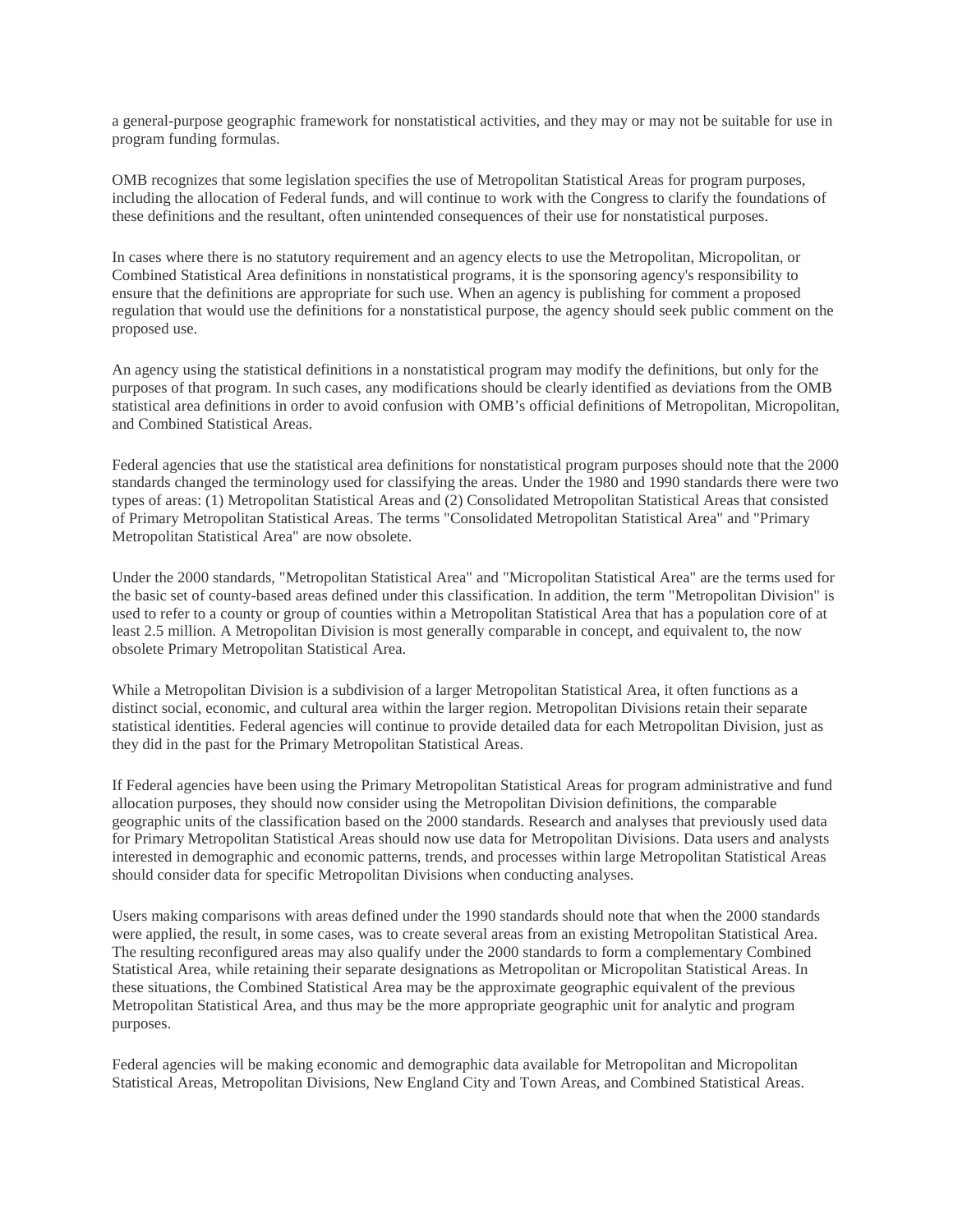a general-purpose geographic framework for nonstatistical activities, and they may or may not be suitable for use in program funding formulas.

OMB recognizes that some legislation specifies the use of Metropolitan Statistical Areas for program purposes, including the allocation of Federal funds, and will continue to work with the Congress to clarify the foundations of these definitions and the resultant, often unintended consequences of their use for nonstatistical purposes.

In cases where there is no statutory requirement and an agency elects to use the Metropolitan, Micropolitan, or Combined Statistical Area definitions in nonstatistical programs, it is the sponsoring agency's responsibility to ensure that the definitions are appropriate for such use. When an agency is publishing for comment a proposed regulation that would use the definitions for a nonstatistical purpose, the agency should seek public comment on the proposed use.

An agency using the statistical definitions in a nonstatistical program may modify the definitions, but only for the purposes of that program. In such cases, any modifications should be clearly identified as deviations from the OMB statistical area definitions in order to avoid confusion with OMB's official definitions of Metropolitan, Micropolitan, and Combined Statistical Areas.

Federal agencies that use the statistical area definitions for nonstatistical program purposes should note that the 2000 standards changed the terminology used for classifying the areas. Under the 1980 and 1990 standards there were two types of areas: (1) Metropolitan Statistical Areas and (2) Consolidated Metropolitan Statistical Areas that consisted of Primary Metropolitan Statistical Areas. The terms "Consolidated Metropolitan Statistical Area" and "Primary Metropolitan Statistical Area" are now obsolete.

Under the 2000 standards, "Metropolitan Statistical Area" and "Micropolitan Statistical Area" are the terms used for the basic set of county-based areas defined under this classification. In addition, the term "Metropolitan Division" is used to refer to a county or group of counties within a Metropolitan Statistical Area that has a population core of at least 2.5 million. A Metropolitan Division is most generally comparable in concept, and equivalent to, the now obsolete Primary Metropolitan Statistical Area.

While a Metropolitan Division is a subdivision of a larger Metropolitan Statistical Area, it often functions as a distinct social, economic, and cultural area within the larger region. Metropolitan Divisions retain their separate statistical identities. Federal agencies will continue to provide detailed data for each Metropolitan Division, just as they did in the past for the Primary Metropolitan Statistical Areas.

If Federal agencies have been using the Primary Metropolitan Statistical Areas for program administrative and fund allocation purposes, they should now consider using the Metropolitan Division definitions, the comparable geographic units of the classification based on the 2000 standards. Research and analyses that previously used data for Primary Metropolitan Statistical Areas should now use data for Metropolitan Divisions. Data users and analysts interested in demographic and economic patterns, trends, and processes within large Metropolitan Statistical Areas should consider data for specific Metropolitan Divisions when conducting analyses.

Users making comparisons with areas defined under the 1990 standards should note that when the 2000 standards were applied, the result, in some cases, was to create several areas from an existing Metropolitan Statistical Area. The resulting reconfigured areas may also qualify under the 2000 standards to form a complementary Combined Statistical Area, while retaining their separate designations as Metropolitan or Micropolitan Statistical Areas. In these situations, the Combined Statistical Area may be the approximate geographic equivalent of the previous Metropolitan Statistical Area, and thus may be the more appropriate geographic unit for analytic and program purposes.

Federal agencies will be making economic and demographic data available for Metropolitan and Micropolitan Statistical Areas, Metropolitan Divisions, New England City and Town Areas, and Combined Statistical Areas.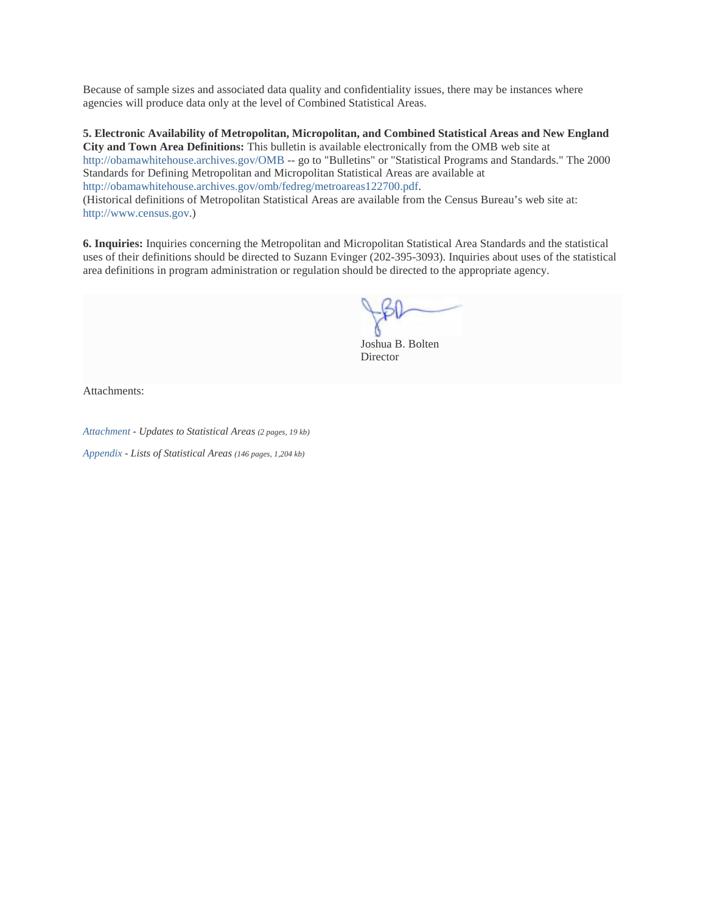Because of sample sizes and associated data quality and confidentiality issues, there may be instances where agencies will produce data only at the level of Combined Statistical Areas.

**5. Electronic Availability of Metropolitan, Micropolitan, and Combined Statistical Areas and New England City and Town Area Definitions:** This bulletin is available electronically from the OMB web site at http://obamawhitehouse.archives.gov/OMB -- go to "Bulletins" or "Statistical Programs and Standards." The 2000 Standards for Defining Metropolitan and Micropolitan Statistical Areas are available at http://obamawhitehouse.archives.gov/omb/fedreg/metroareas122700.pdf.
(Historical definitions of Metropolitan Statistical Areas are available from the Census Bureau's web site at: http://www.census.gov.)

**6. Inquiries:** Inquiries concerning the Metropolitan and Micropolitan Statistical Area Standards and the statistical uses of their definitions should be directed to Suzann Evinger (202-395-3093). Inquiries about uses of the statistical area definitions in program administration or regulation should be directed to the appropriate agency.

Joshua B. Bolten
Director

Attachments:

*Attachment - Updates to Statistical Areas (2 pages, 19 kb)*

*Appendix - Lists of Statistical Areas (146 pages, 1,204 kb)*